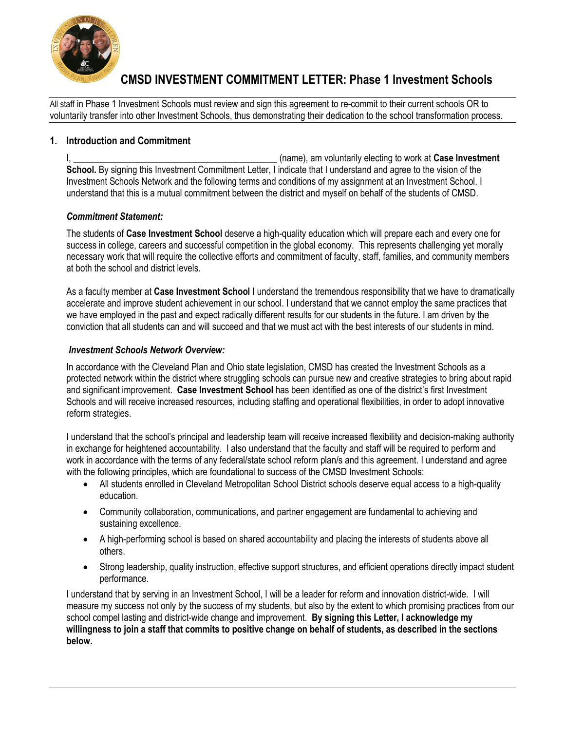# CMSD INVESTMENT COMMITMENT LETTER: Phase 1 Investment Schools

All staff in Phase 1 Investment Schools must review and sign this agreement to re-commit to their current schools OR to voluntarily transfer into other Investment Schools, thus demonstrating their dedication to the school transformation process.

## 1. Introduction and Commitment

I, ___________________________________________ (name), am voluntarily electing to work at **Case Investment School.** By signing this Investment Commitment Letter, I indicate that I understand and agree to the vision of the Investment Schools Network and the following terms and conditions of my assignment at an Investment School. I understand that this is a mutual commitment between the district and myself on behalf of the students of CMSD.

***Commitment Statement:***

The students of **Case Investment School** deserve a high-quality education which will prepare each and every one for success in college, careers and successful competition in the global economy. This represents challenging yet morally necessary work that will require the collective efforts and commitment of faculty, staff, families, and community members at both the school and district levels.

As a faculty member at **Case Investment School** I understand the tremendous responsibility that we have to dramatically accelerate and improve student achievement in our school. I understand that we cannot employ the same practices that we have employed in the past and expect radically different results for our students in the future. I am driven by the conviction that all students can and will succeed and that we must act with the best interests of our students in mind.

***Investment Schools Network Overview:***

In accordance with the Cleveland Plan and Ohio state legislation, CMSD has created the Investment Schools as a protected network within the district where struggling schools can pursue new and creative strategies to bring about rapid and significant improvement. **Case Investment School** has been identified as one of the district's first Investment Schools and will receive increased resources, including staffing and operational flexibilities, in order to adopt innovative reform strategies.

I understand that the school's principal and leadership team will receive increased flexibility and decision-making authority in exchange for heightened accountability. I also understand that the faculty and staff will be required to perform and work in accordance with the terms of any federal/state school reform plan/s and this agreement. I understand and agree with the following principles, which are foundational to success of the CMSD Investment Schools:

- All students enrolled in Cleveland Metropolitan School District schools deserve equal access to a high-quality education.
- Community collaboration, communications, and partner engagement are fundamental to achieving and sustaining excellence.
- A high-performing school is based on shared accountability and placing the interests of students above all others.
- Strong leadership, quality instruction, effective support structures, and efficient operations directly impact student performance.

I understand that by serving in an Investment School, I will be a leader for reform and innovation district-wide. I will measure my success not only by the success of my students, but also by the extent to which promising practices from our school compel lasting and district-wide change and improvement. **By signing this Letter, I acknowledge my willingness to join a staff that commits to positive change on behalf of students, as described in the sections below.**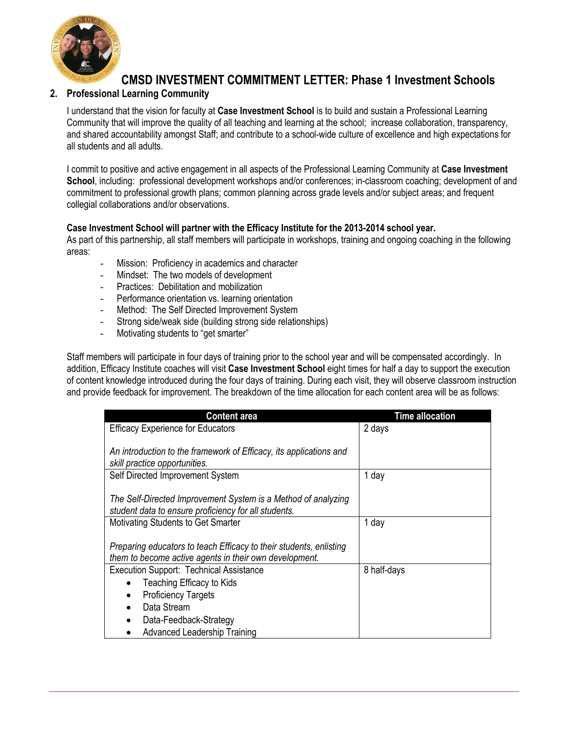# CMSD INVESTMENT COMMITMENT LETTER: Phase 1 Investment Schools

## 2. Professional Learning Community

I understand that the vision for faculty at **Case Investment School** is to build and sustain a Professional Learning Community that will improve the quality of all teaching and learning at the school; increase collaboration, transparency, and shared accountability amongst Staff; and contribute to a school-wide culture of excellence and high expectations for all students and all adults.

I commit to positive and active engagement in all aspects of the Professional Learning Community at **Case Investment School**, including: professional development workshops and/or conferences; in-classroom coaching; development of and commitment to professional growth plans; common planning across grade levels and/or subject areas; and frequent collegial collaborations and/or observations.

**Case Investment School will partner with the Efficacy Institute for the 2013-2014 school year.**
As part of this partnership, all staff members will participate in workshops, training and ongoing coaching in the following areas:

- Mission: Proficiency in academics and character
- Mindset: The two models of development
- Practices: Debilitation and mobilization
- Performance orientation vs. learning orientation
- Method: The Self Directed Improvement System
- Strong side/weak side (building strong side relationships)
- Motivating students to "get smarter"

Staff members will participate in four days of training prior to the school year and will be compensated accordingly. In addition, Efficacy Institute coaches will visit **Case Investment School** eight times for half a day to support the execution of content knowledge introduced during the four days of training. During each visit, they will observe classroom instruction and provide feedback for improvement. The breakdown of the time allocation for each content area will be as follows:

| Content area | Time allocation |
|---|---|
| Efficacy Experience for Educators<br><br>*An introduction to the framework of Efficacy, its applications and skill practice opportunities.* | 2 days |
| Self Directed Improvement System<br><br>*The Self-Directed Improvement System is a Method of analyzing student data to ensure proficiency for all students.* | 1 day |
| Motivating Students to Get Smarter<br><br>*Preparing educators to teach Efficacy to their students, enlisting them to become active agents in their own development.* | 1 day |
| Execution Support: Technical Assistance<br>• Teaching Efficacy to Kids<br>• Proficiency Targets<br>• Data Stream<br>• Data-Feedback-Strategy<br>• Advanced Leadership Training | 8 half-days |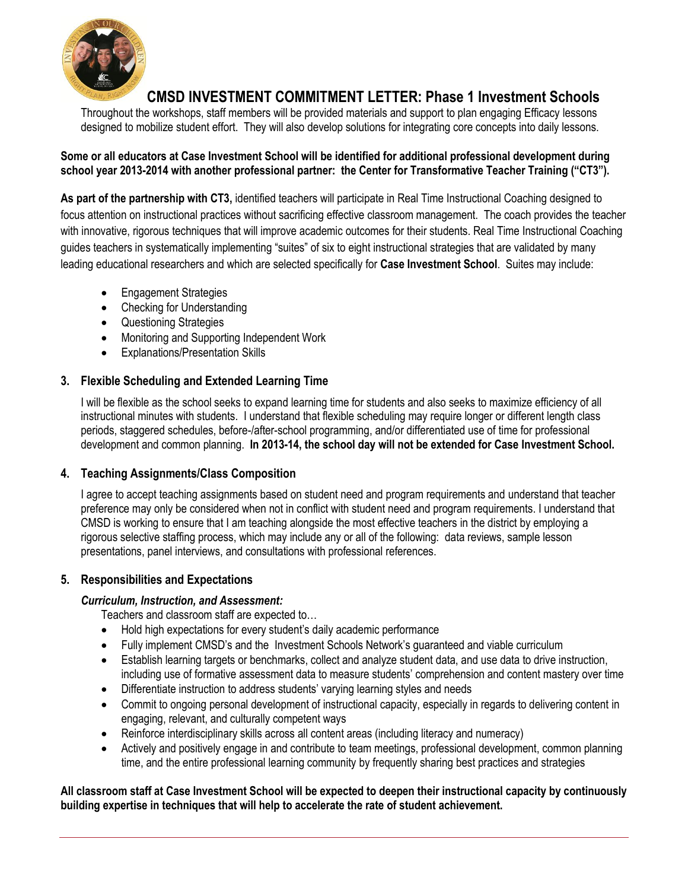## CMSD INVESTMENT COMMITMENT LETTER: Phase 1 Investment Schools

Throughout the workshops, staff members will be provided materials and support to plan engaging Efficacy lessons designed to mobilize student effort. They will also develop solutions for integrating core concepts into daily lessons.

**Some or all educators at Case Investment School will be identified for additional professional development during school year 2013-2014 with another professional partner: the Center for Transformative Teacher Training ("CT3").**

**As part of the partnership with CT3,** identified teachers will participate in Real Time Instructional Coaching designed to focus attention on instructional practices without sacrificing effective classroom management. The coach provides the teacher with innovative, rigorous techniques that will improve academic outcomes for their students. Real Time Instructional Coaching guides teachers in systematically implementing "suites" of six to eight instructional strategies that are validated by many leading educational researchers and which are selected specifically for **Case Investment School**. Suites may include:

- Engagement Strategies
- Checking for Understanding
- Questioning Strategies
- Monitoring and Supporting Independent Work
- Explanations/Presentation Skills

### 3. Flexible Scheduling and Extended Learning Time

I will be flexible as the school seeks to expand learning time for students and also seeks to maximize efficiency of all instructional minutes with students. I understand that flexible scheduling may require longer or different length class periods, staggered schedules, before-/after-school programming, and/or differentiated use of time for professional development and common planning. **In 2013-14, the school day will not be extended for Case Investment School.**

### 4. Teaching Assignments/Class Composition

I agree to accept teaching assignments based on student need and program requirements and understand that teacher preference may only be considered when not in conflict with student need and program requirements. I understand that CMSD is working to ensure that I am teaching alongside the most effective teachers in the district by employing a rigorous selective staffing process, which may include any or all of the following: data reviews, sample lesson presentations, panel interviews, and consultations with professional references.

### 5. Responsibilities and Expectations

***Curriculum, Instruction, and Assessment:***

Teachers and classroom staff are expected to…

- Hold high expectations for every student's daily academic performance
- Fully implement CMSD's and the Investment Schools Network's guaranteed and viable curriculum
- Establish learning targets or benchmarks, collect and analyze student data, and use data to drive instruction, including use of formative assessment data to measure students' comprehension and content mastery over time
- Differentiate instruction to address students' varying learning styles and needs
- Commit to ongoing personal development of instructional capacity, especially in regards to delivering content in engaging, relevant, and culturally competent ways
- Reinforce interdisciplinary skills across all content areas (including literacy and numeracy)
- Actively and positively engage in and contribute to team meetings, professional development, common planning time, and the entire professional learning community by frequently sharing best practices and strategies

**All classroom staff at Case Investment School will be expected to deepen their instructional capacity by continuously building expertise in techniques that will help to accelerate the rate of student achievement.**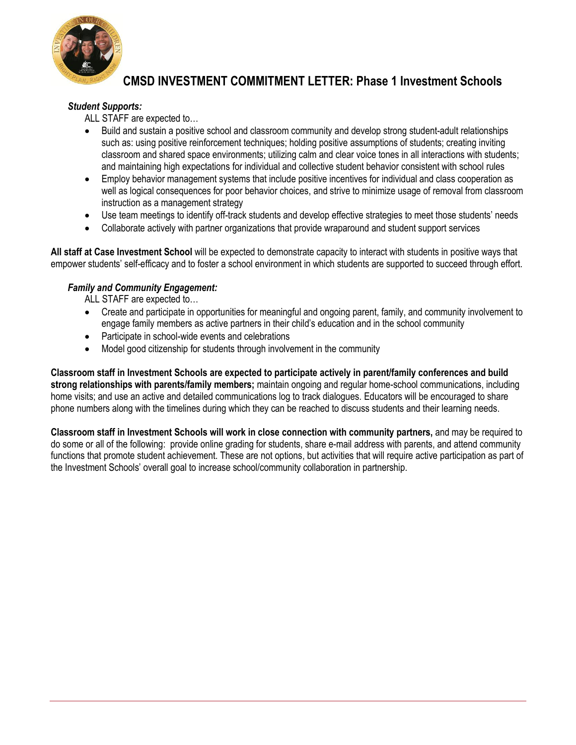## CMSD INVESTMENT COMMITMENT LETTER: Phase 1 Investment Schools

***Student Supports:***

ALL STAFF are expected to…

- Build and sustain a positive school and classroom community and develop strong student-adult relationships such as: using positive reinforcement techniques; holding positive assumptions of students; creating inviting classroom and shared space environments; utilizing calm and clear voice tones in all interactions with students; and maintaining high expectations for individual and collective student behavior consistent with school rules
- Employ behavior management systems that include positive incentives for individual and class cooperation as well as logical consequences for poor behavior choices, and strive to minimize usage of removal from classroom instruction as a management strategy
- Use team meetings to identify off-track students and develop effective strategies to meet those students' needs
- Collaborate actively with partner organizations that provide wraparound and student support services

**All staff at Case Investment School** will be expected to demonstrate capacity to interact with students in positive ways that empower students' self-efficacy and to foster a school environment in which students are supported to succeed through effort.

***Family and Community Engagement:***

ALL STAFF are expected to…

- Create and participate in opportunities for meaningful and ongoing parent, family, and community involvement to engage family members as active partners in their child's education and in the school community
- Participate in school-wide events and celebrations
- Model good citizenship for students through involvement in the community

**Classroom staff in Investment Schools are expected to participate actively in parent/family conferences and build strong relationships with parents/family members;** maintain ongoing and regular home-school communications, including home visits; and use an active and detailed communications log to track dialogues. Educators will be encouraged to share phone numbers along with the timelines during which they can be reached to discuss students and their learning needs.

**Classroom staff in Investment Schools will work in close connection with community partners,** and may be required to do some or all of the following: provide online grading for students, share e-mail address with parents, and attend community functions that promote student achievement. These are not options, but activities that will require active participation as part of the Investment Schools' overall goal to increase school/community collaboration in partnership.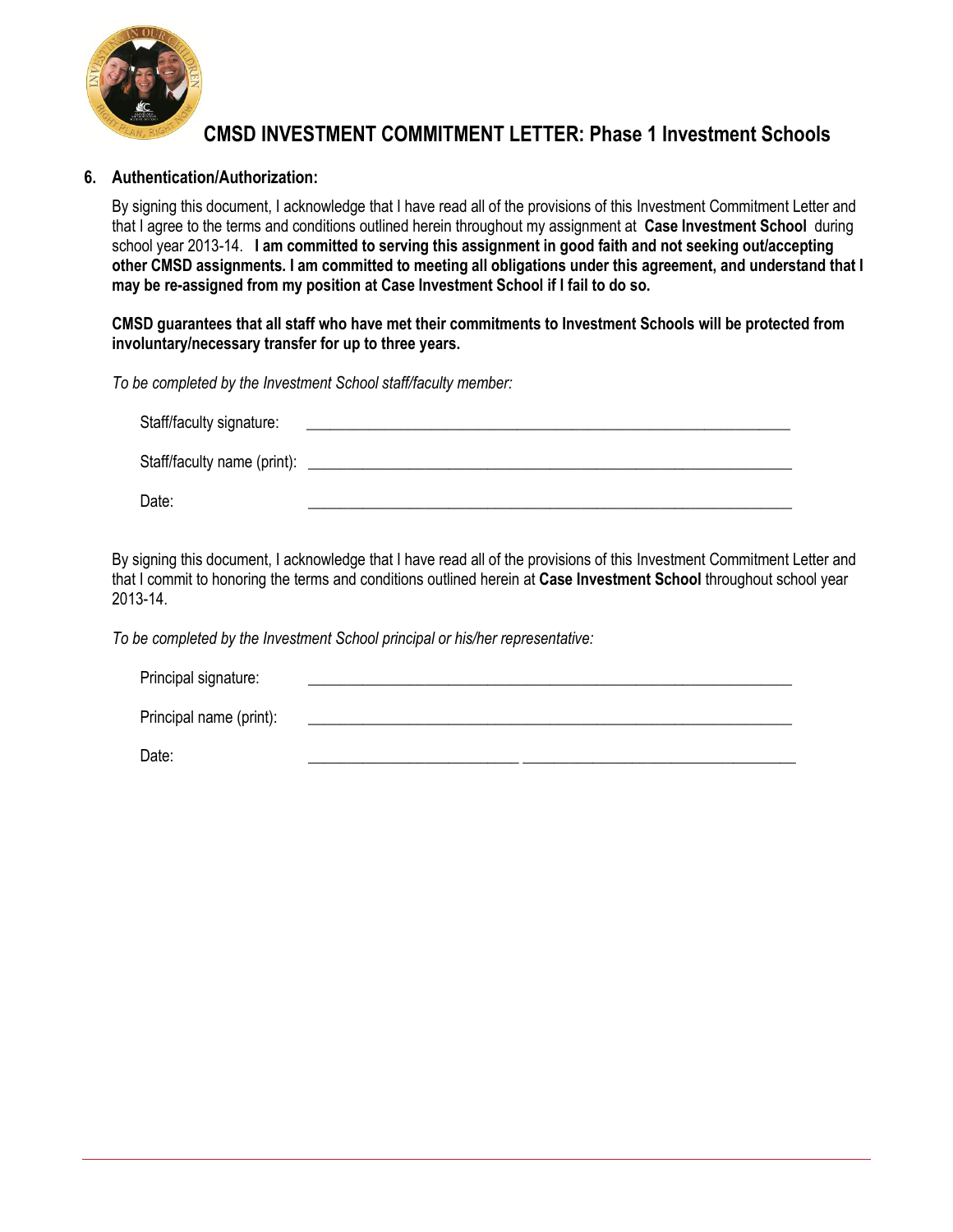# CMSD INVESTMENT COMMITMENT LETTER: Phase 1 Investment Schools

**6. Authentication/Authorization:**

By signing this document, I acknowledge that I have read all of the provisions of this Investment Commitment Letter and that I agree to the terms and conditions outlined herein throughout my assignment at **Case Investment School** during school year 2013-14. **I am committed to serving this assignment in good faith and not seeking out/accepting other CMSD assignments. I am committed to meeting all obligations under this agreement, and understand that I may be re-assigned from my position at Case Investment School if I fail to do so.**

**CMSD guarantees that all staff who have met their commitments to Investment Schools will be protected from involuntary/necessary transfer for up to three years.**

*To be completed by the Investment School staff/faculty member:*

Staff/faculty signature: ______________________________________________

Staff/faculty name (print): ______________________________________________

Date: ______________________________________________

By signing this document, I acknowledge that I have read all of the provisions of this Investment Commitment Letter and that I commit to honoring the terms and conditions outlined herein at **Case Investment School** throughout school year 2013-14.

*To be completed by the Investment School principal or his/her representative:*

Principal signature: ______________________________________________

Principal name (print): ______________________________________________

Date: ______________________________________________